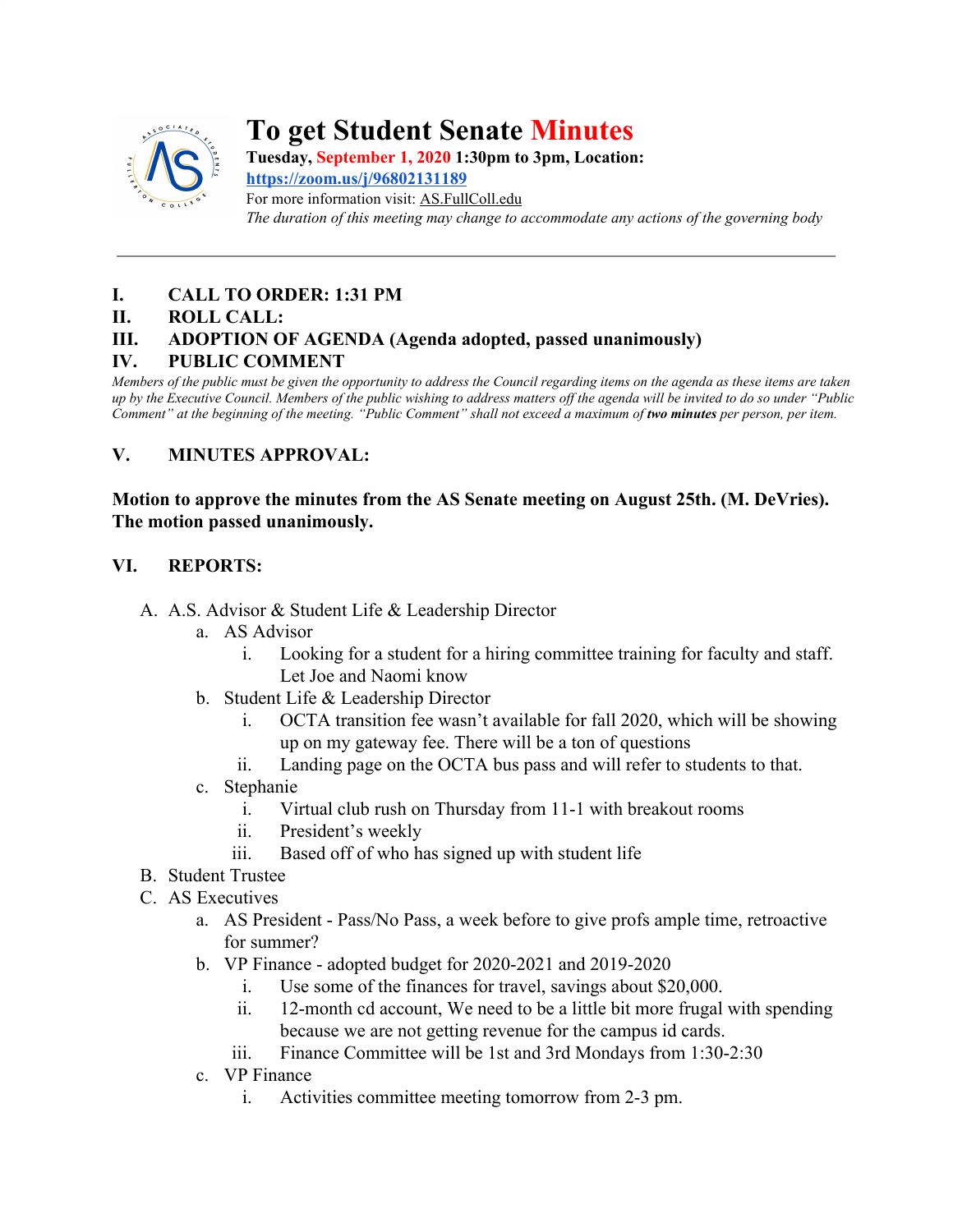# To get Student Senate Minutes

**Tuesday, September 1, 2020 1:30pm to 3pm, Location:**
**https://zoom.us/j/96802131189**
For more information visit: AS.FullColl.edu
*The duration of this meeting may change to accommodate any actions of the governing body*

---

## I. CALL TO ORDER: 1:31 PM

## II. ROLL CALL:

## III. ADOPTION OF AGENDA (Agenda adopted, passed unanimously)

## IV. PUBLIC COMMENT

*Members of the public must be given the opportunity to address the Council regarding items on the agenda as these items are taken up by the Executive Council. Members of the public wishing to address matters off the agenda will be invited to do so under "Public Comment" at the beginning of the meeting. "Public Comment" shall not exceed a maximum of **two minutes** per person, per item.*

## V. MINUTES APPROVAL:

**Motion to approve the minutes from the AS Senate meeting on August 25th. (M. DeVries). The motion passed unanimously.**

## VI. REPORTS:

A. A.S. Advisor & Student Life & Leadership Director
   a. AS Advisor
      i. Looking for a student for a hiring committee training for faculty and staff. Let Joe and Naomi know
   b. Student Life & Leadership Director
      i. OCTA transition fee wasn't available for fall 2020, which will be showing up on my gateway fee. There will be a ton of questions
      ii. Landing page on the OCTA bus pass and will refer to students to that.
   c. Stephanie
      i. Virtual club rush on Thursday from 11-1 with breakout rooms
      ii. President's weekly
      iii. Based off of who has signed up with student life

B. Student Trustee

C. AS Executives
   a. AS President - Pass/No Pass, a week before to give profs ample time, retroactive for summer?
   b. VP Finance - adopted budget for 2020-2021 and 2019-2020
      i. Use some of the finances for travel, savings about $20,000.
      ii. 12-month cd account, We need to be a little bit more frugal with spending because we are not getting revenue for the campus id cards.
      iii. Finance Committee will be 1st and 3rd Mondays from 1:30-2:30
   c. VP Finance
      i. Activities committee meeting tomorrow from 2-3 pm.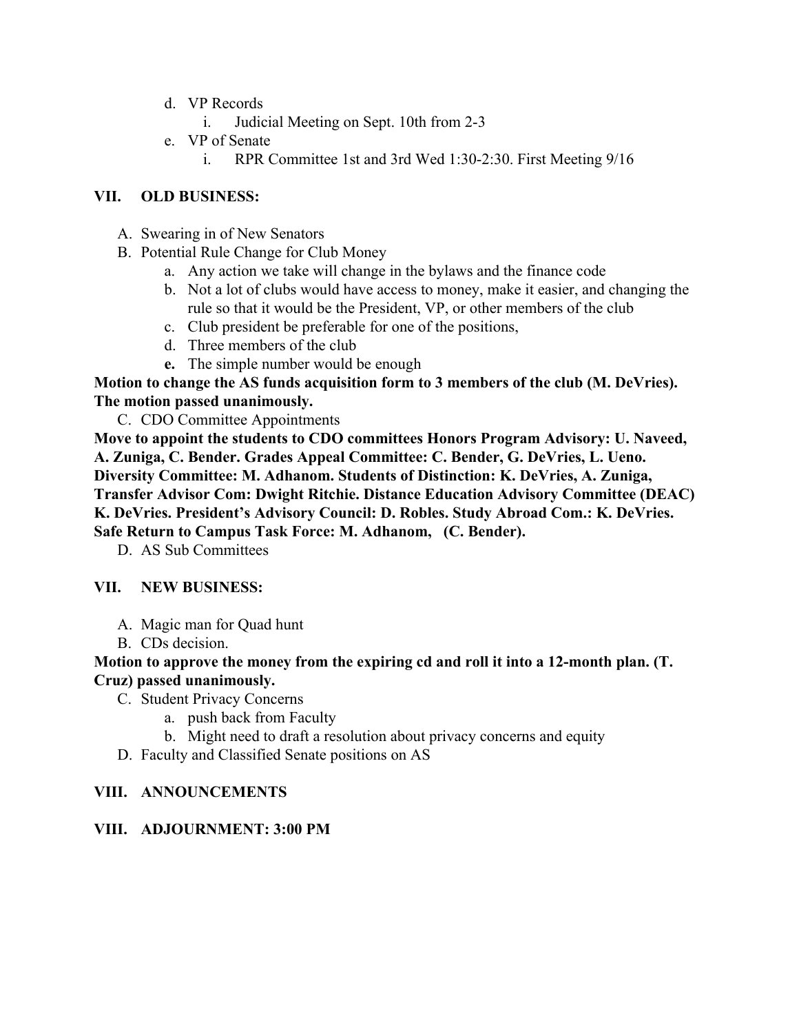d. VP Records
   i. Judicial Meeting on Sept. 10th from 2-3
e. VP of Senate
   i. RPR Committee 1st and 3rd Wed 1:30-2:30. First Meeting 9/16

## VII. OLD BUSINESS:

A. Swearing in of New Senators
B. Potential Rule Change for Club Money
   a. Any action we take will change in the bylaws and the finance code
   b. Not a lot of clubs would have access to money, make it easier, and changing the rule so that it would be the President, VP, or other members of the club
   c. Club president be preferable for one of the positions,
   d. Three members of the club
   e. The simple number would be enough

**Motion to change the AS funds acquisition form to 3 members of the club (M. DeVries). The motion passed unanimously.**

C. CDO Committee Appointments

**Move to appoint the students to CDO committees Honors Program Advisory: U. Naveed, A. Zuniga, C. Bender. Grades Appeal Committee: C. Bender, G. DeVries, L. Ueno. Diversity Committee: M. Adhanom. Students of Distinction: K. DeVries, A. Zuniga, Transfer Advisor Com: Dwight Ritchie. Distance Education Advisory Committee (DEAC) K. DeVries. President's Advisory Council: D. Robles. Study Abroad Com.: K. DeVries. Safe Return to Campus Task Force: M. Adhanom, (C. Bender).**

D. AS Sub Committees

## VII. NEW BUSINESS:

A. Magic man for Quad hunt
B. CDs decision.

**Motion to approve the money from the expiring cd and roll it into a 12-month plan. (T. Cruz) passed unanimously.**

C. Student Privacy Concerns
   a. push back from Faculty
   b. Might need to draft a resolution about privacy concerns and equity
D. Faculty and Classified Senate positions on AS

## VIII. ANNOUNCEMENTS

## VIII. ADJOURNMENT: 3:00 PM